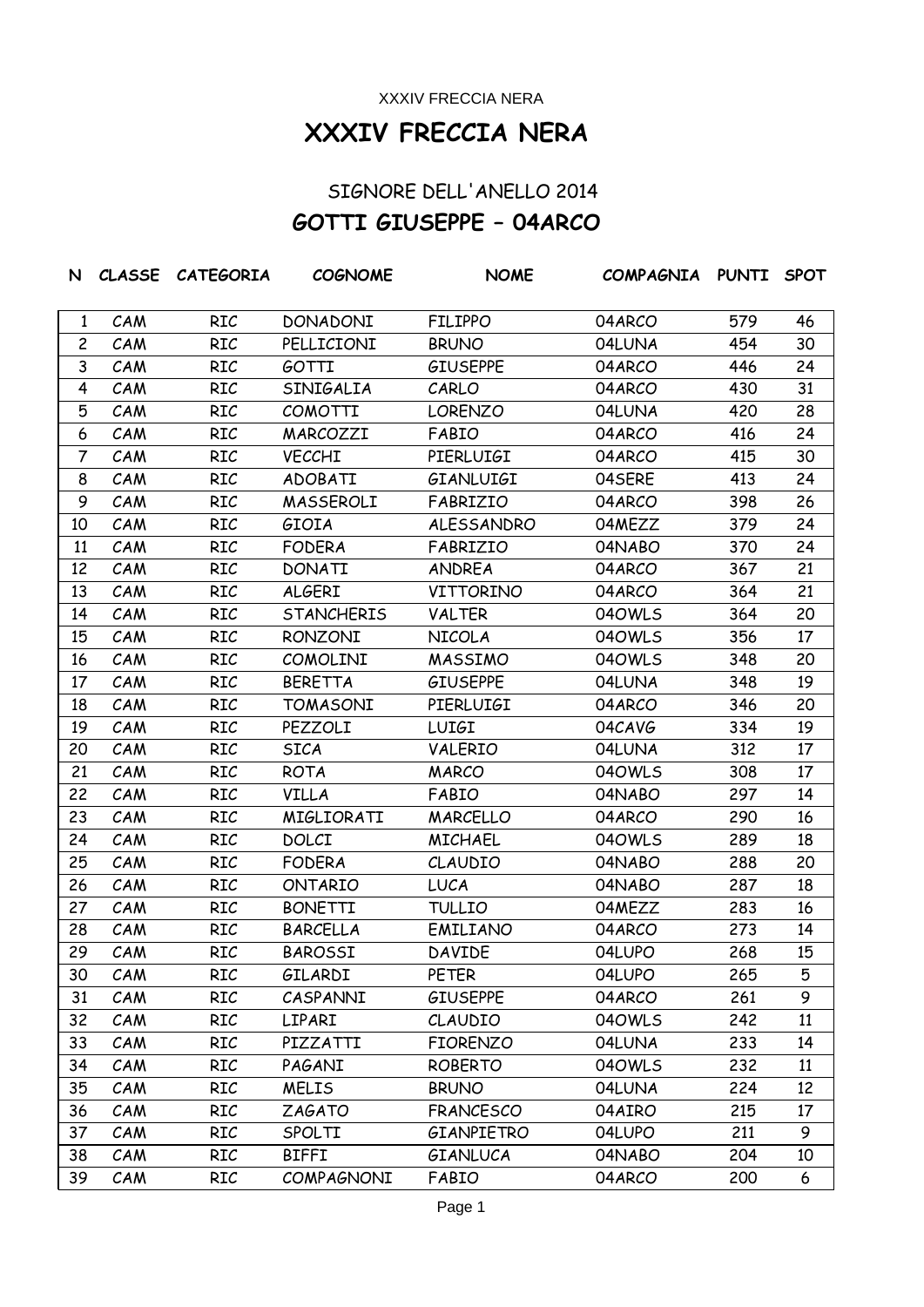# XXXIV FRECCIA NERA

SIGNORE DELL'ANELLO 2014

## GOTTI GIUSEPPE – 04ARCO

| N | CLASSE | CATEGORIA | COGNOME | NOME | COMPAGNIA | PUNTI | SPOT |
|---|---|---|---|---|---|---|---|
| 1 | CAM | RIC | DONADONI | FILIPPO | 04ARCO | 579 | 46 |
| 2 | CAM | RIC | PELLICIONI | BRUNO | 04LUNA | 454 | 30 |
| 3 | CAM | RIC | GOTTI | GIUSEPPE | 04ARCO | 446 | 24 |
| 4 | CAM | RIC | SINIGALIA | CARLO | 04ARCO | 430 | 31 |
| 5 | CAM | RIC | COMOTTI | LORENZO | 04LUNA | 420 | 28 |
| 6 | CAM | RIC | MARCOZZI | FABIO | 04ARCO | 416 | 24 |
| 7 | CAM | RIC | VECCHI | PIERLUIGI | 04ARCO | 415 | 30 |
| 8 | CAM | RIC | ADOBATI | GIANLUIGI | 04SERE | 413 | 24 |
| 9 | CAM | RIC | MASSEROLI | FABRIZIO | 04ARCO | 398 | 26 |
| 10 | CAM | RIC | GIOIA | ALESSANDRO | 04MEZZ | 379 | 24 |
| 11 | CAM | RIC | FODERA | FABRIZIO | 04NABO | 370 | 24 |
| 12 | CAM | RIC | DONATI | ANDREA | 04ARCO | 367 | 21 |
| 13 | CAM | RIC | ALGERI | VITTORINO | 04ARCO | 364 | 21 |
| 14 | CAM | RIC | STANCHERIS | VALTER | 04OWLS | 364 | 20 |
| 15 | CAM | RIC | RONZONI | NICOLA | 04OWLS | 356 | 17 |
| 16 | CAM | RIC | COMOLINI | MASSIMO | 04OWLS | 348 | 20 |
| 17 | CAM | RIC | BERETTA | GIUSEPPE | 04LUNA | 348 | 19 |
| 18 | CAM | RIC | TOMASONI | PIERLUIGI | 04ARCO | 346 | 20 |
| 19 | CAM | RIC | PEZZOLI | LUIGI | 04CAVG | 334 | 19 |
| 20 | CAM | RIC | SICA | VALERIO | 04LUNA | 312 | 17 |
| 21 | CAM | RIC | ROTA | MARCO | 04OWLS | 308 | 17 |
| 22 | CAM | RIC | VILLA | FABIO | 04NABO | 297 | 14 |
| 23 | CAM | RIC | MIGLIORATI | MARCELLO | 04ARCO | 290 | 16 |
| 24 | CAM | RIC | DOLCI | MICHAEL | 04OWLS | 289 | 18 |
| 25 | CAM | RIC | FODERA | CLAUDIO | 04NABO | 288 | 20 |
| 26 | CAM | RIC | ONTARIO | LUCA | 04NABO | 287 | 18 |
| 27 | CAM | RIC | BONETTI | TULLIO | 04MEZZ | 283 | 16 |
| 28 | CAM | RIC | BARCELLA | EMILIANO | 04ARCO | 273 | 14 |
| 29 | CAM | RIC | BAROSSI | DAVIDE | 04LUPO | 268 | 15 |
| 30 | CAM | RIC | GILARDI | PETER | 04LUPO | 265 | 5 |
| 31 | CAM | RIC | CASPANNI | GIUSEPPE | 04ARCO | 261 | 9 |
| 32 | CAM | RIC | LIPARI | CLAUDIO | 04OWLS | 242 | 11 |
| 33 | CAM | RIC | PIZZATTI | FIORENZO | 04LUNA | 233 | 14 |
| 34 | CAM | RIC | PAGANI | ROBERTO | 04OWLS | 232 | 11 |
| 35 | CAM | RIC | MELIS | BRUNO | 04LUNA | 224 | 12 |
| 36 | CAM | RIC | ZAGATO | FRANCESCO | 04AIRO | 215 | 17 |
| 37 | CAM | RIC | SPOLTI | GIANPIETRO | 04LUPO | 211 | 9 |
| 38 | CAM | RIC | BIFFI | GIANLUCA | 04NABO | 204 | 10 |
| 39 | CAM | RIC | COMPAGNONI | FABIO | 04ARCO | 200 | 6 |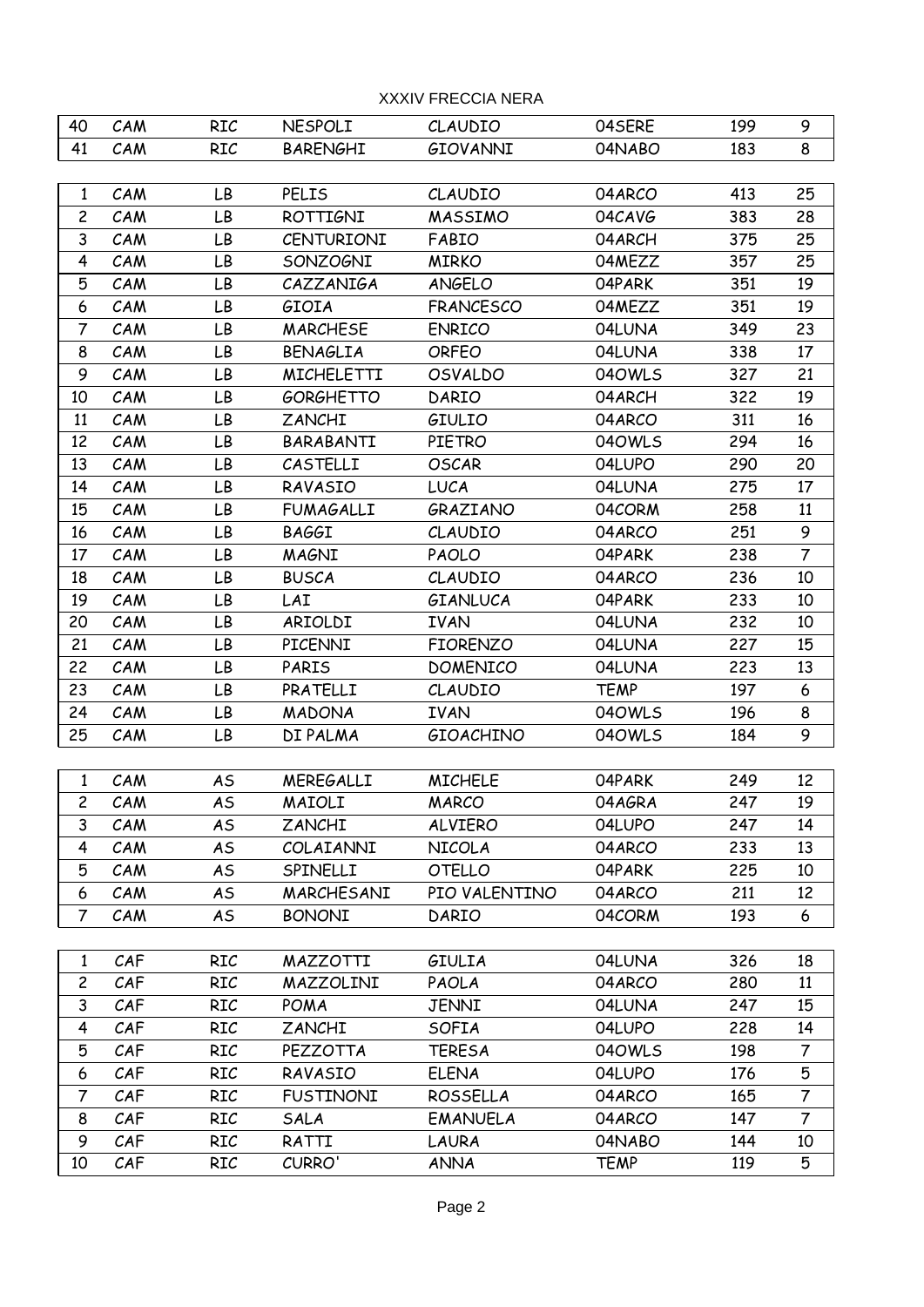XXXIV FRECCIA NERA

| | | | | | | | |
|---|---|---|---|---|---|---|---|
| 40 | CAM | RIC | NESPOLI | CLAUDIO | 04SERE | 199 | 9 |
| 41 | CAM | RIC | BARENGHI | GIOVANNI | 04NABO | 183 | 8 |

| | | | | | | | |
|---|---|---|---|---|---|---|---|
| 1 | CAM | LB | PELIS | CLAUDIO | 04ARCO | 413 | 25 |
| 2 | CAM | LB | ROTTIGNI | MASSIMO | 04CAVG | 383 | 28 |
| 3 | CAM | LB | CENTURIONI | FABIO | 04ARCH | 375 | 25 |
| 4 | CAM | LB | SONZOGNI | MIRKO | 04MEZZ | 357 | 25 |
| 5 | CAM | LB | CAZZANIGA | ANGELO | 04PARK | 351 | 19 |
| 6 | CAM | LB | GIOIA | FRANCESCO | 04MEZZ | 351 | 19 |
| 7 | CAM | LB | MARCHESE | ENRICO | 04LUNA | 349 | 23 |
| 8 | CAM | LB | BENAGLIA | ORFEO | 04LUNA | 338 | 17 |
| 9 | CAM | LB | MICHELETTI | OSVALDO | 04OWLS | 327 | 21 |
| 10 | CAM | LB | GORGHETTO | DARIO | 04ARCH | 322 | 19 |
| 11 | CAM | LB | ZANCHI | GIULIO | 04ARCO | 311 | 16 |
| 12 | CAM | LB | BARABANTI | PIETRO | 04OWLS | 294 | 16 |
| 13 | CAM | LB | CASTELLI | OSCAR | 04LUPO | 290 | 20 |
| 14 | CAM | LB | RAVASIO | LUCA | 04LUNA | 275 | 17 |
| 15 | CAM | LB | FUMAGALLI | GRAZIANO | 04CORM | 258 | 11 |
| 16 | CAM | LB | BAGGI | CLAUDIO | 04ARCO | 251 | 9 |
| 17 | CAM | LB | MAGNI | PAOLO | 04PARK | 238 | 7 |
| 18 | CAM | LB | BUSCA | CLAUDIO | 04ARCO | 236 | 10 |
| 19 | CAM | LB | LAI | GIANLUCA | 04PARK | 233 | 10 |
| 20 | CAM | LB | ARIOLDI | IVAN | 04LUNA | 232 | 10 |
| 21 | CAM | LB | PICENNI | FIORENZO | 04LUNA | 227 | 15 |
| 22 | CAM | LB | PARIS | DOMENICO | 04LUNA | 223 | 13 |
| 23 | CAM | LB | PRATELLI | CLAUDIO | TEMP | 197 | 6 |
| 24 | CAM | LB | MADONA | IVAN | 04OWLS | 196 | 8 |
| 25 | CAM | LB | DI PALMA | GIOACHINO | 04OWLS | 184 | 9 |

| | | | | | | | |
|---|---|---|---|---|---|---|---|
| 1 | CAM | AS | MEREGALLI | MICHELE | 04PARK | 249 | 12 |
| 2 | CAM | AS | MAIOLI | MARCO | 04AGRA | 247 | 19 |
| 3 | CAM | AS | ZANCHI | ALVIERO | 04LUPO | 247 | 14 |
| 4 | CAM | AS | COLAIANNI | NICOLA | 04ARCO | 233 | 13 |
| 5 | CAM | AS | SPINELLI | OTELLO | 04PARK | 225 | 10 |
| 6 | CAM | AS | MARCHESANI | PIO VALENTINO | 04ARCO | 211 | 12 |
| 7 | CAM | AS | BONONI | DARIO | 04CORM | 193 | 6 |

| | | | | | | | |
|---|---|---|---|---|---|---|---|
| 1 | CAF | RIC | MAZZOTTI | GIULIA | 04LUNA | 326 | 18 |
| 2 | CAF | RIC | MAZZOLINI | PAOLA | 04ARCO | 280 | 11 |
| 3 | CAF | RIC | POMA | JENNI | 04LUNA | 247 | 15 |
| 4 | CAF | RIC | ZANCHI | SOFIA | 04LUPO | 228 | 14 |
| 5 | CAF | RIC | PEZZOTTA | TERESA | 04OWLS | 198 | 7 |
| 6 | CAF | RIC | RAVASIO | ELENA | 04LUPO | 176 | 5 |
| 7 | CAF | RIC | FUSTINONI | ROSSELLA | 04ARCO | 165 | 7 |
| 8 | CAF | RIC | SALA | EMANUELA | 04ARCO | 147 | 7 |
| 9 | CAF | RIC | RATTI | LAURA | 04NABO | 144 | 10 |
| 10 | CAF | RIC | CURRO' | ANNA | TEMP | 119 | 5 |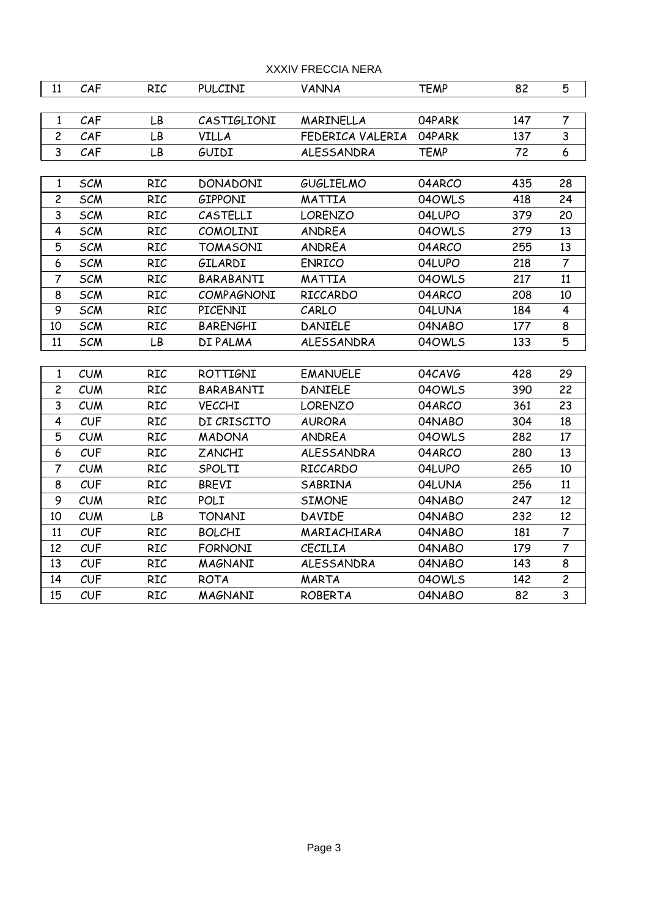XXXIV FRECCIA NERA

| | | | | | | | |
|---|---|---|---|---|---|---|---|
| 11 | CAF | RIC | PULCINI | VANNA | TEMP | 82 | 5 |

| | | | | | | | |
|---|---|---|---|---|---|---|---|
| 1 | CAF | LB | CASTIGLIONI | MARINELLA | 04PARK | 147 | 7 |
| 2 | CAF | LB | VILLA | FEDERICA VALERIA | 04PARK | 137 | 3 |
| 3 | CAF | LB | GUIDI | ALESSANDRA | TEMP | 72 | 6 |

| | | | | | | | |
|---|---|---|---|---|---|---|---|
| 1 | SCM | RIC | DONADONI | GUGLIELMO | 04ARCO | 435 | 28 |
| 2 | SCM | RIC | GIPPONI | MATTIA | 04OWLS | 418 | 24 |
| 3 | SCM | RIC | CASTELLI | LORENZO | 04LUPO | 379 | 20 |
| 4 | SCM | RIC | COMOLINI | ANDREA | 04OWLS | 279 | 13 |
| 5 | SCM | RIC | TOMASONI | ANDREA | 04ARCO | 255 | 13 |
| 6 | SCM | RIC | GILARDI | ENRICO | 04LUPO | 218 | 7 |
| 7 | SCM | RIC | BARABANTI | MATTIA | 04OWLS | 217 | 11 |
| 8 | SCM | RIC | COMPAGNONI | RICCARDO | 04ARCO | 208 | 10 |
| 9 | SCM | RIC | PICENNI | CARLO | 04LUNA | 184 | 4 |
| 10 | SCM | RIC | BARENGHI | DANIELE | 04NABO | 177 | 8 |
| 11 | SCM | LB | DI PALMA | ALESSANDRA | 04OWLS | 133 | 5 |

| | | | | | | | |
|---|---|---|---|---|---|---|---|
| 1 | CUM | RIC | ROTTIGNI | EMANUELE | 04CAVG | 428 | 29 |
| 2 | CUM | RIC | BARABANTI | DANIELE | 04OWLS | 390 | 22 |
| 3 | CUM | RIC | VECCHI | LORENZO | 04ARCO | 361 | 23 |
| 4 | CUF | RIC | DI CRISCITO | AURORA | 04NABO | 304 | 18 |
| 5 | CUM | RIC | MADONA | ANDREA | 04OWLS | 282 | 17 |
| 6 | CUF | RIC | ZANCHI | ALESSANDRA | 04ARCO | 280 | 13 |
| 7 | CUM | RIC | SPOLTI | RICCARDO | 04LUPO | 265 | 10 |
| 8 | CUF | RIC | BREVI | SABRINA | 04LUNA | 256 | 11 |
| 9 | CUM | RIC | POLI | SIMONE | 04NABO | 247 | 12 |
| 10 | CUM | LB | TONANI | DAVIDE | 04NABO | 232 | 12 |
| 11 | CUF | RIC | BOLCHI | MARIACHIARA | 04NABO | 181 | 7 |
| 12 | CUF | RIC | FORNONI | CECILIA | 04NABO | 179 | 7 |
| 13 | CUF | RIC | MAGNANI | ALESSANDRA | 04NABO | 143 | 8 |
| 14 | CUF | RIC | ROTA | MARTA | 04OWLS | 142 | 2 |
| 15 | CUF | RIC | MAGNANI | ROBERTA | 04NABO | 82 | 3 |